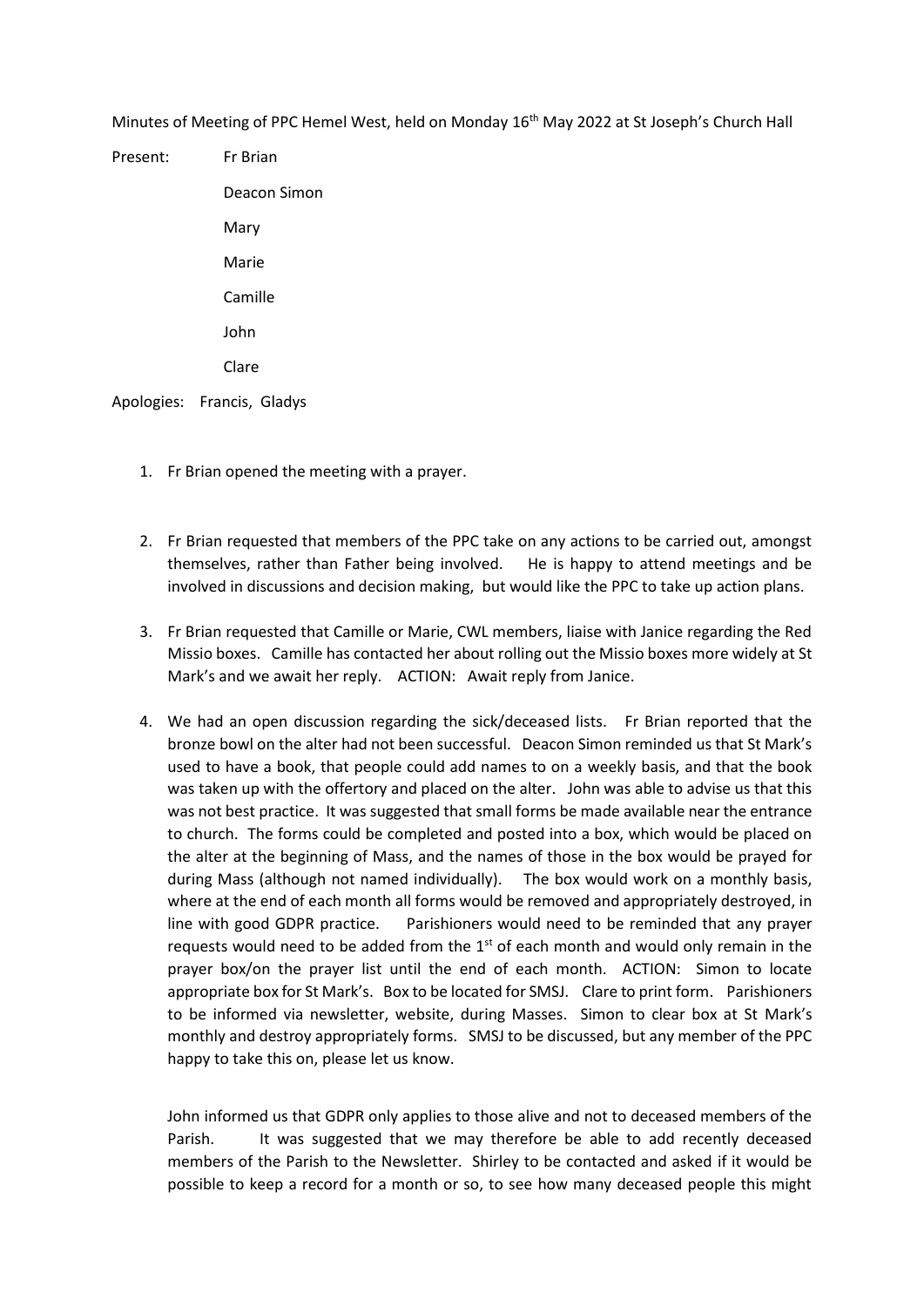Minutes of Meeting of PPC Hemel West, held on Monday 16th May 2022 at St Joseph's Church Hall

Present: Fr Brian
Deacon Simon
Mary
Marie
Camille
John
Clare

Apologies: Francis, Gladys

1. Fr Brian opened the meeting with a prayer.

2. Fr Brian requested that members of the PPC take on any actions to be carried out, amongst themselves, rather than Father being involved. He is happy to attend meetings and be involved in discussions and decision making, but would like the PPC to take up action plans.

3. Fr Brian requested that Camille or Marie, CWL members, liaise with Janice regarding the Red Missio boxes. Camille has contacted her about rolling out the Missio boxes more widely at St Mark's and we await her reply. ACTION: Await reply from Janice.

4. We had an open discussion regarding the sick/deceased lists. Fr Brian reported that the bronze bowl on the alter had not been successful. Deacon Simon reminded us that St Mark's used to have a book, that people could add names to on a weekly basis, and that the book was taken up with the offertory and placed on the alter. John was able to advise us that this was not best practice. It was suggested that small forms be made available near the entrance to church. The forms could be completed and posted into a box, which would be placed on the alter at the beginning of Mass, and the names of those in the box would be prayed for during Mass (although not named individually). The box would work on a monthly basis, where at the end of each month all forms would be removed and appropriately destroyed, in line with good GDPR practice. Parishioners would need to be reminded that any prayer requests would need to be added from the 1st of each month and would only remain in the prayer box/on the prayer list until the end of each month. ACTION: Simon to locate appropriate box for St Mark's. Box to be located for SMSJ. Clare to print form. Parishioners to be informed via newsletter, website, during Masses. Simon to clear box at St Mark's monthly and destroy appropriately forms. SMSJ to be discussed, but any member of the PPC happy to take this on, please let us know.

   John informed us that GDPR only applies to those alive and not to deceased members of the Parish. It was suggested that we may therefore be able to add recently deceased members of the Parish to the Newsletter. Shirley to be contacted and asked if it would be possible to keep a record for a month or so, to see how many deceased people this might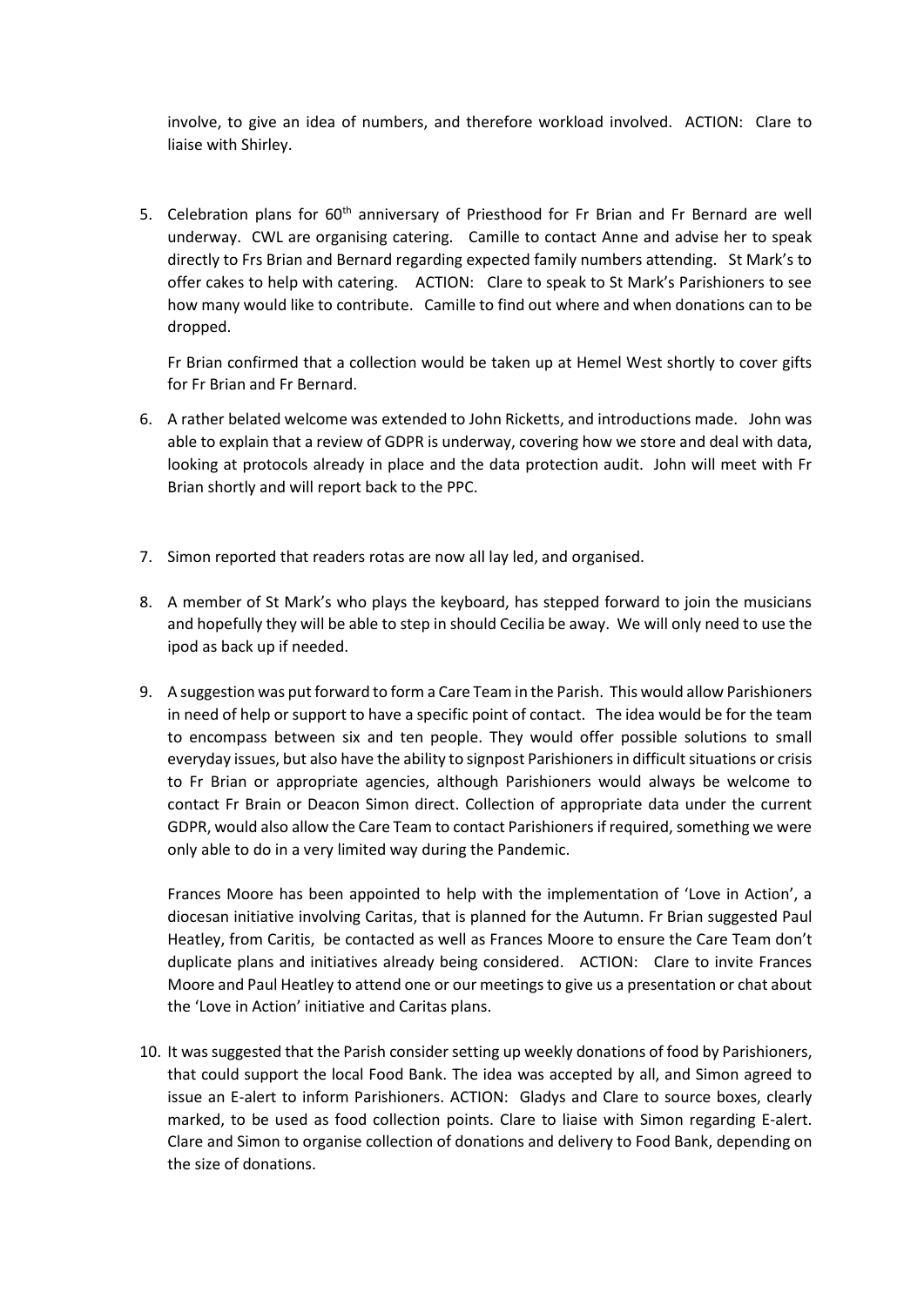involve, to give an idea of numbers, and therefore workload involved. ACTION: Clare to liaise with Shirley.

5. Celebration plans for 60th anniversary of Priesthood for Fr Brian and Fr Bernard are well underway. CWL are organising catering. Camille to contact Anne and advise her to speak directly to Frs Brian and Bernard regarding expected family numbers attending. St Mark's to offer cakes to help with catering. ACTION: Clare to speak to St Mark's Parishioners to see how many would like to contribute. Camille to find out where and when donations can to be dropped.

   Fr Brian confirmed that a collection would be taken up at Hemel West shortly to cover gifts for Fr Brian and Fr Bernard.

6. A rather belated welcome was extended to John Ricketts, and introductions made. John was able to explain that a review of GDPR is underway, covering how we store and deal with data, looking at protocols already in place and the data protection audit. John will meet with Fr Brian shortly and will report back to the PPC.

7. Simon reported that readers rotas are now all lay led, and organised.

8. A member of St Mark's who plays the keyboard, has stepped forward to join the musicians and hopefully they will be able to step in should Cecilia be away. We will only need to use the ipod as back up if needed.

9. A suggestion was put forward to form a Care Team in the Parish. This would allow Parishioners in need of help or support to have a specific point of contact. The idea would be for the team to encompass between six and ten people. They would offer possible solutions to small everyday issues, but also have the ability to signpost Parishioners in difficult situations or crisis to Fr Brian or appropriate agencies, although Parishioners would always be welcome to contact Fr Brain or Deacon Simon direct. Collection of appropriate data under the current GDPR, would also allow the Care Team to contact Parishioners if required, something we were only able to do in a very limited way during the Pandemic.

   Frances Moore has been appointed to help with the implementation of 'Love in Action', a diocesan initiative involving Caritas, that is planned for the Autumn. Fr Brian suggested Paul Heatley, from Caritis, be contacted as well as Frances Moore to ensure the Care Team don't duplicate plans and initiatives already being considered. ACTION: Clare to invite Frances Moore and Paul Heatley to attend one or our meetings to give us a presentation or chat about the 'Love in Action' initiative and Caritas plans.

10. It was suggested that the Parish consider setting up weekly donations of food by Parishioners, that could support the local Food Bank. The idea was accepted by all, and Simon agreed to issue an E-alert to inform Parishioners. ACTION: Gladys and Clare to source boxes, clearly marked, to be used as food collection points. Clare to liaise with Simon regarding E-alert. Clare and Simon to organise collection of donations and delivery to Food Bank, depending on the size of donations.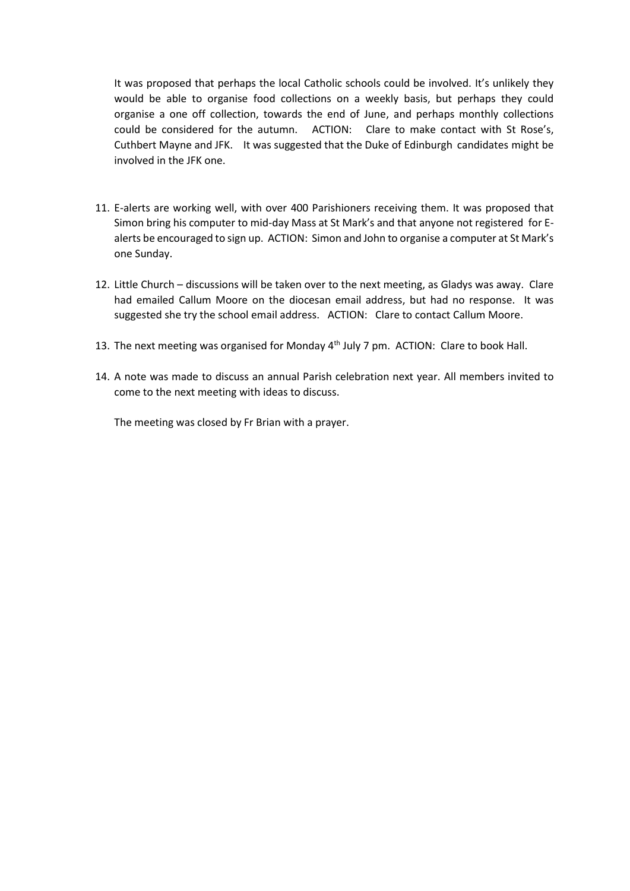It was proposed that perhaps the local Catholic schools could be involved. It's unlikely they would be able to organise food collections on a weekly basis, but perhaps they could organise a one off collection, towards the end of June, and perhaps monthly collections could be considered for the autumn. ACTION: Clare to make contact with St Rose's, Cuthbert Mayne and JFK. It was suggested that the Duke of Edinburgh candidates might be involved in the JFK one.

11. E-alerts are working well, with over 400 Parishioners receiving them. It was proposed that Simon bring his computer to mid-day Mass at St Mark's and that anyone not registered for E-alerts be encouraged to sign up. ACTION: Simon and John to organise a computer at St Mark's one Sunday.

12. Little Church – discussions will be taken over to the next meeting, as Gladys was away. Clare had emailed Callum Moore on the diocesan email address, but had no response. It was suggested she try the school email address. ACTION: Clare to contact Callum Moore.

13. The next meeting was organised for Monday 4th July 7 pm. ACTION: Clare to book Hall.

14. A note was made to discuss an annual Parish celebration next year. All members invited to come to the next meeting with ideas to discuss.

The meeting was closed by Fr Brian with a prayer.